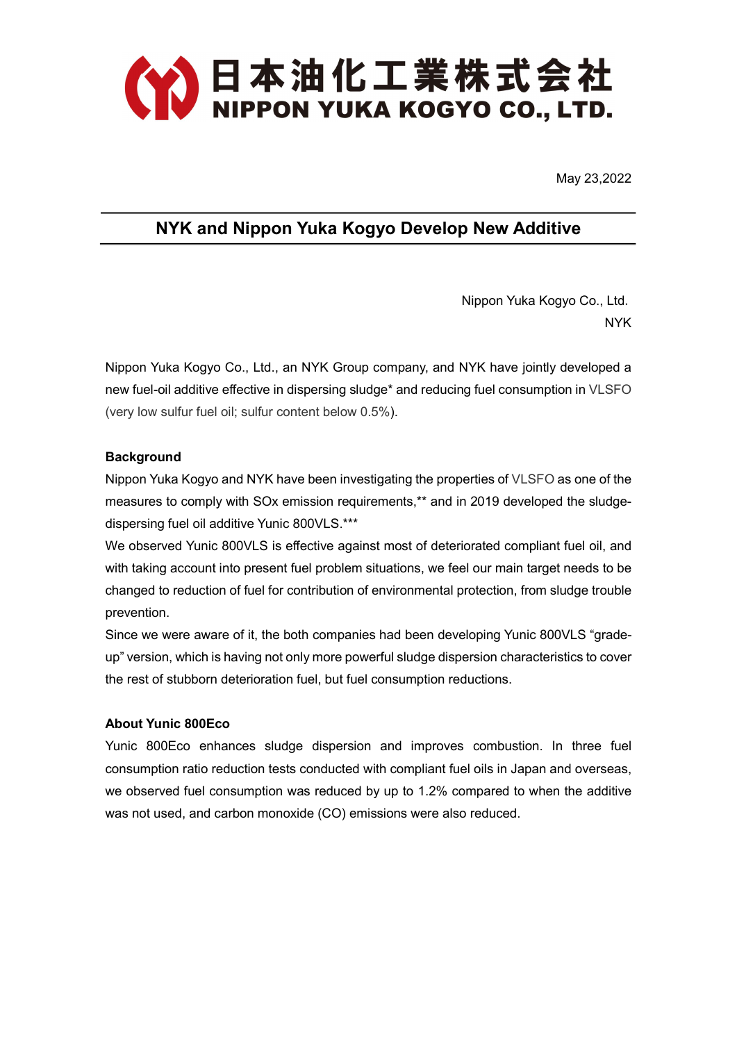# 日本油化工業株式会社
# NIPPON YUKA KOGYO CO., LTD.

May 23,2022

## NYK and Nippon Yuka Kogyo Develop New Additive

Nippon Yuka Kogyo Co., Ltd.
NYK

Nippon Yuka Kogyo Co., Ltd., an NYK Group company, and NYK have jointly developed a new fuel-oil additive effective in dispersing sludge* and reducing fuel consumption in VLSFO (very low sulfur fuel oil; sulfur content below 0.5%).

**Background**

Nippon Yuka Kogyo and NYK have been investigating the properties of VLSFO as one of the measures to comply with SOx emission requirements,** and in 2019 developed the sludge-dispersing fuel oil additive Yunic 800VLS.***

We observed Yunic 800VLS is effective against most of deteriorated compliant fuel oil, and with taking account into present fuel problem situations, we feel our main target needs to be changed to reduction of fuel for contribution of environmental protection, from sludge trouble prevention.

Since we were aware of it, the both companies had been developing Yunic 800VLS "grade-up" version, which is having not only more powerful sludge dispersion characteristics to cover the rest of stubborn deterioration fuel, but fuel consumption reductions.

**About Yunic 800Eco**

Yunic 800Eco enhances sludge dispersion and improves combustion. In three fuel consumption ratio reduction tests conducted with compliant fuel oils in Japan and overseas, we observed fuel consumption was reduced by up to 1.2% compared to when the additive was not used, and carbon monoxide (CO) emissions were also reduced.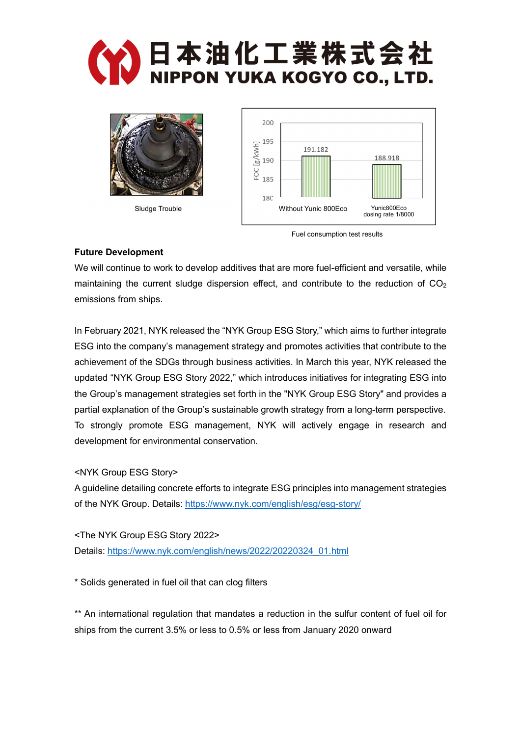日本油化工業株式会社
NIPPON YUKA KOGYO CO., LTD.

Sludge Trouble

| | FOC [g/kWh] |
|---|---|
| Without Yunic 800Eco | 191.182 |
| Yunic800Eco dosing rate 1/8000 | 188.918 |

Fuel consumption test results

**Future Development**

We will continue to work to develop additives that are more fuel-efficient and versatile, while maintaining the current sludge dispersion effect, and contribute to the reduction of $CO_2$ emissions from ships.

In February 2021, NYK released the "NYK Group ESG Story," which aims to further integrate ESG into the company's management strategy and promotes activities that contribute to the achievement of the SDGs through business activities. In March this year, NYK released the updated "NYK Group ESG Story 2022," which introduces initiatives for integrating ESG into the Group's management strategies set forth in the "NYK Group ESG Story" and provides a partial explanation of the Group's sustainable growth strategy from a long-term perspective. To strongly promote ESG management, NYK will actively engage in research and development for environmental conservation.

<NYK Group ESG Story>
A guideline detailing concrete efforts to integrate ESG principles into management strategies of the NYK Group. Details: https://www.nyk.com/english/esg/esg-story/

<The NYK Group ESG Story 2022>
Details: https://www.nyk.com/english/news/2022/20220324_01.html

* Solids generated in fuel oil that can clog filters

** An international regulation that mandates a reduction in the sulfur content of fuel oil for ships from the current 3.5% or less to 0.5% or less from January 2020 onward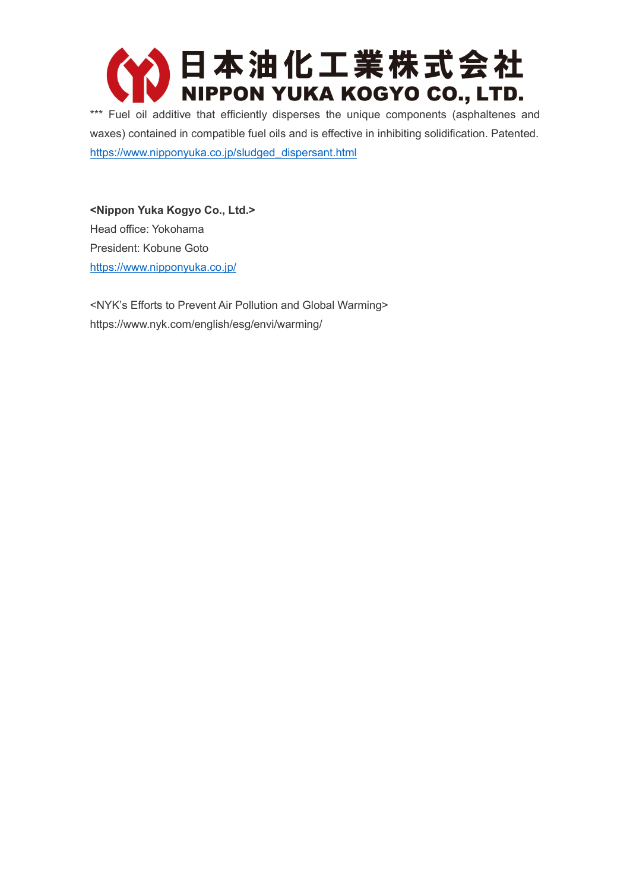日本油化工業株式会社
NIPPON YUKA KOGYO CO., LTD.

*** Fuel oil additive that efficiently disperses the unique components (asphaltenes and waxes) contained in compatible fuel oils and is effective in inhibiting solidification. Patented.
https://www.nipponyuka.co.jp/sludged_dispersant.html

**<Nippon Yuka Kogyo Co., Ltd.>**
Head office: Yokohama
President: Kobune Goto
https://www.nipponyuka.co.jp/

<NYK's Efforts to Prevent Air Pollution and Global Warming>
https://www.nyk.com/english/esg/envi/warming/